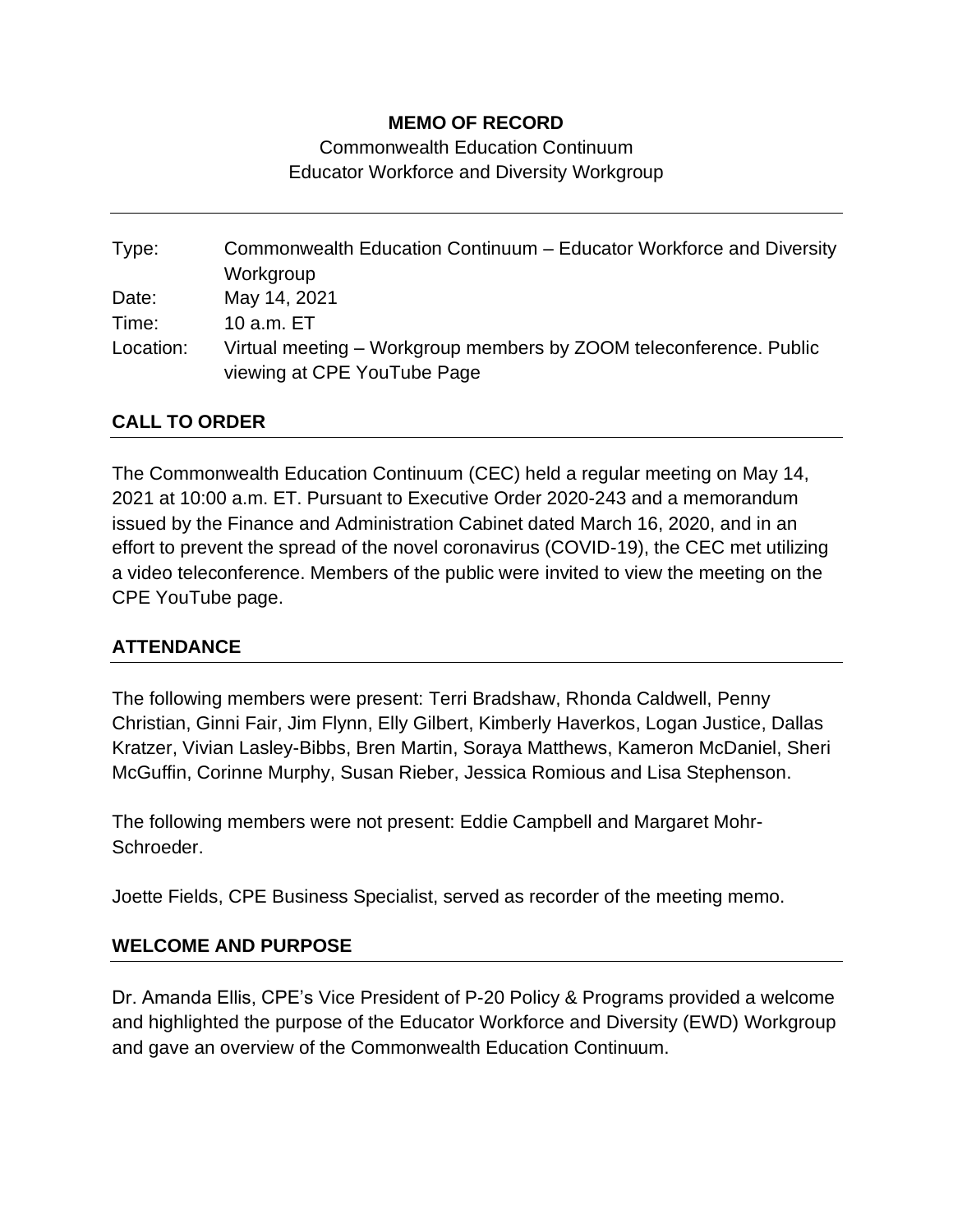**MEMO OF RECORD**

Commonwealth Education Continuum
Educator Workforce and Diversity Workgroup

---

| | |
|---|---|
| Type: | Commonwealth Education Continuum – Educator Workforce and Diversity Workgroup |
| Date: | May 14, 2021 |
| Time: | 10 a.m. ET |
| Location: | Virtual meeting – Workgroup members by ZOOM teleconference. Public viewing at CPE YouTube Page |

## CALL TO ORDER

The Commonwealth Education Continuum (CEC) held a regular meeting on May 14, 2021 at 10:00 a.m. ET. Pursuant to Executive Order 2020-243 and a memorandum issued by the Finance and Administration Cabinet dated March 16, 2020, and in an effort to prevent the spread of the novel coronavirus (COVID-19), the CEC met utilizing a video teleconference. Members of the public were invited to view the meeting on the CPE YouTube page.

## ATTENDANCE

The following members were present: Terri Bradshaw, Rhonda Caldwell, Penny Christian, Ginni Fair, Jim Flynn, Elly Gilbert, Kimberly Haverkos, Logan Justice, Dallas Kratzer, Vivian Lasley-Bibbs, Bren Martin, Soraya Matthews, Kameron McDaniel, Sheri McGuffin, Corinne Murphy, Susan Rieber, Jessica Romious and Lisa Stephenson.

The following members were not present: Eddie Campbell and Margaret Mohr-Schroeder.

Joette Fields, CPE Business Specialist, served as recorder of the meeting memo.

## WELCOME AND PURPOSE

Dr. Amanda Ellis, CPE's Vice President of P-20 Policy & Programs provided a welcome and highlighted the purpose of the Educator Workforce and Diversity (EWD) Workgroup and gave an overview of the Commonwealth Education Continuum.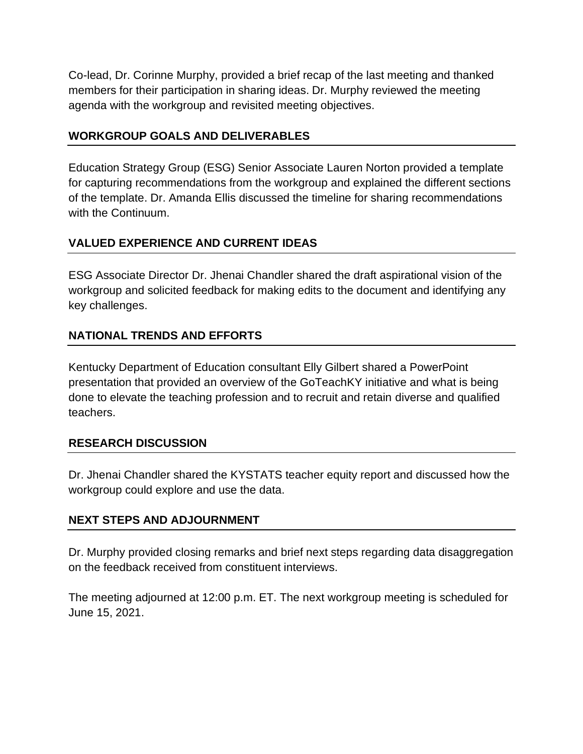Co-lead, Dr. Corinne Murphy, provided a brief recap of the last meeting and thanked members for their participation in sharing ideas. Dr. Murphy reviewed the meeting agenda with the workgroup and revisited meeting objectives.

## WORKGROUP GOALS AND DELIVERABLES

Education Strategy Group (ESG) Senior Associate Lauren Norton provided a template for capturing recommendations from the workgroup and explained the different sections of the template. Dr. Amanda Ellis discussed the timeline for sharing recommendations with the Continuum.

## VALUED EXPERIENCE AND CURRENT IDEAS

ESG Associate Director Dr. Jhenai Chandler shared the draft aspirational vision of the workgroup and solicited feedback for making edits to the document and identifying any key challenges.

## NATIONAL TRENDS AND EFFORTS

Kentucky Department of Education consultant Elly Gilbert shared a PowerPoint presentation that provided an overview of the GoTeachKY initiative and what is being done to elevate the teaching profession and to recruit and retain diverse and qualified teachers.

## RESEARCH DISCUSSION

Dr. Jhenai Chandler shared the KYSTATS teacher equity report and discussed how the workgroup could explore and use the data.

## NEXT STEPS AND ADJOURNMENT

Dr. Murphy provided closing remarks and brief next steps regarding data disaggregation on the feedback received from constituent interviews.

The meeting adjourned at 12:00 p.m. ET. The next workgroup meeting is scheduled for June 15, 2021.